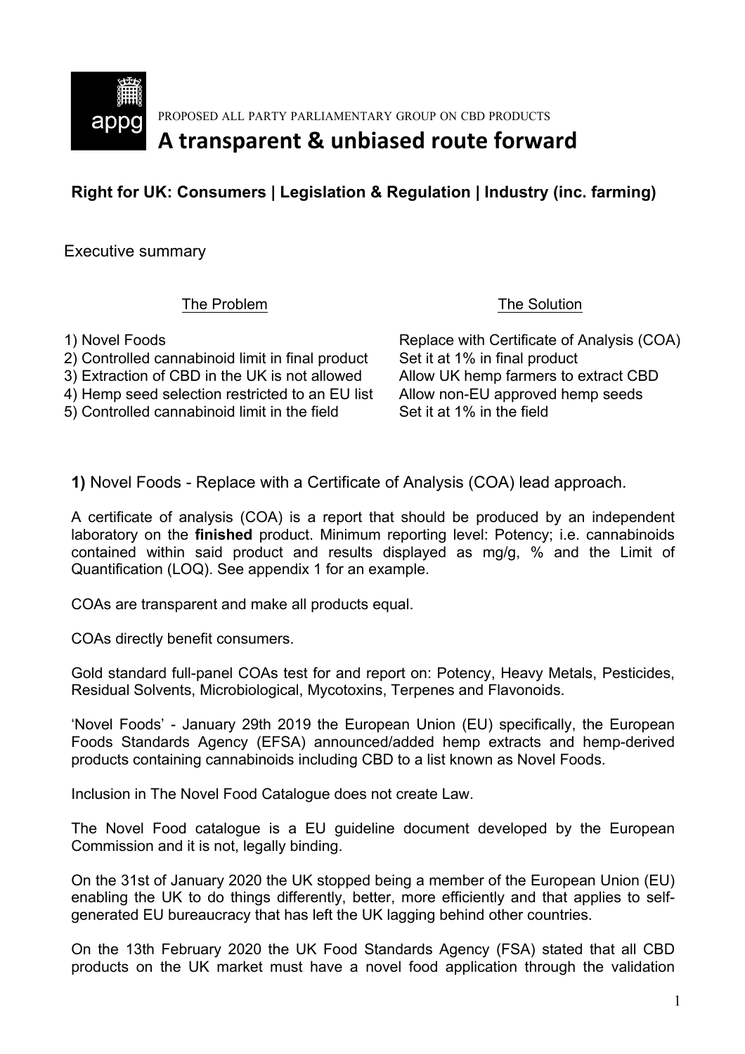PROPOSED ALL PARTY PARLIAMENTARY GROUP ON CBD PRODUCTS

# A transparent & unbiased route forward

## Right for UK: Consumers | Legislation & Regulation | Industry (inc. farming)

Executive summary

| The Problem | The Solution |
|---|---|
| 1) Novel Foods | Replace with Certificate of Analysis (COA) |
| 2) Controlled cannabinoid limit in final product | Set it at 1% in final product |
| 3) Extraction of CBD in the UK is not allowed | Allow UK hemp farmers to extract CBD |
| 4) Hemp seed selection restricted to an EU list | Allow non-EU approved hemp seeds |
| 5) Controlled cannabinoid limit in the field | Set it at 1% in the field |

**1)** Novel Foods - Replace with a Certificate of Analysis (COA) lead approach.

A certificate of analysis (COA) is a report that should be produced by an independent laboratory on the **finished** product. Minimum reporting level: Potency; i.e. cannabinoids contained within said product and results displayed as mg/g, % and the Limit of Quantification (LOQ). See appendix 1 for an example.

COAs are transparent and make all products equal.

COAs directly benefit consumers.

Gold standard full-panel COAs test for and report on: Potency, Heavy Metals, Pesticides, Residual Solvents, Microbiological, Mycotoxins, Terpenes and Flavonoids.

'Novel Foods' - January 29th 2019 the European Union (EU) specifically, the European Foods Standards Agency (EFSA) announced/added hemp extracts and hemp-derived products containing cannabinoids including CBD to a list known as Novel Foods.

Inclusion in The Novel Food Catalogue does not create Law.

The Novel Food catalogue is a EU guideline document developed by the European Commission and it is not, legally binding.

On the 31st of January 2020 the UK stopped being a member of the European Union (EU) enabling the UK to do things differently, better, more efficiently and that applies to self-generated EU bureaucracy that has left the UK lagging behind other countries.

On the 13th February 2020 the UK Food Standards Agency (FSA) stated that all CBD products on the UK market must have a novel food application through the validation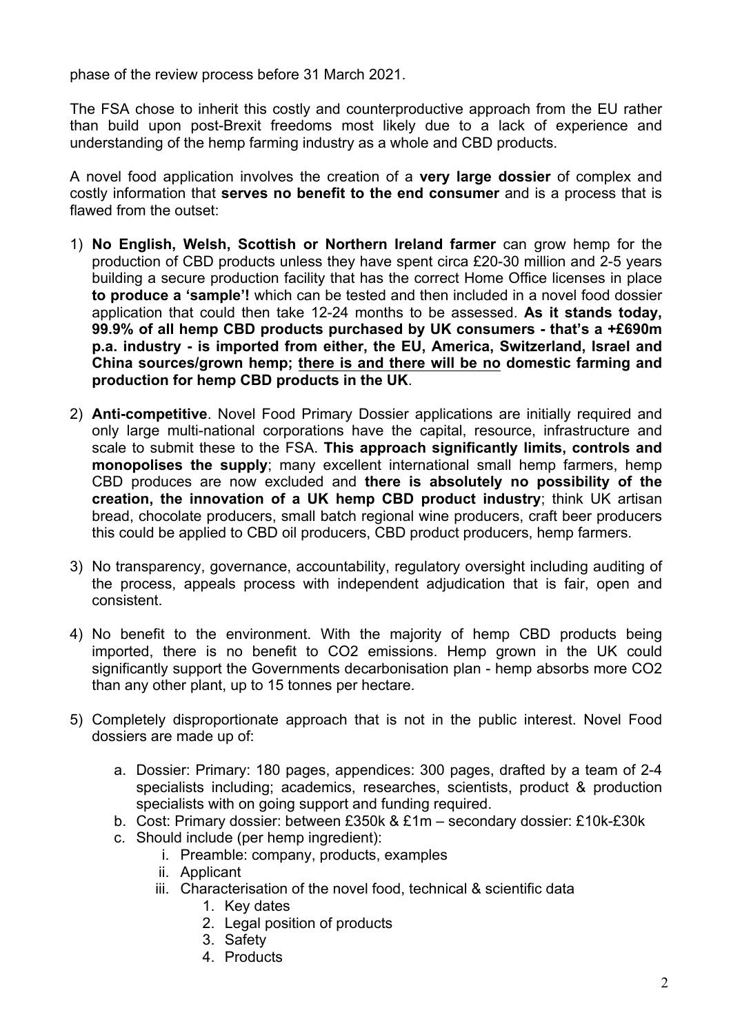phase of the review process before 31 March 2021.

The FSA chose to inherit this costly and counterproductive approach from the EU rather than build upon post-Brexit freedoms most likely due to a lack of experience and understanding of the hemp farming industry as a whole and CBD products.

A novel food application involves the creation of a **very large dossier** of complex and costly information that **serves no benefit to the end consumer** and is a process that is flawed from the outset:

1) **No English, Welsh, Scottish or Northern Ireland farmer** can grow hemp for the production of CBD products unless they have spent circa £20-30 million and 2-5 years building a secure production facility that has the correct Home Office licenses in place **to produce a 'sample'!** which can be tested and then included in a novel food dossier application that could then take 12-24 months to be assessed. **As it stands today, 99.9% of all hemp CBD products purchased by UK consumers - that's a +£690m p.a. industry - is imported from either, the EU, America, Switzerland, Israel and China sources/grown hemp; <u>there is and there will be no</u> domestic farming and production for hemp CBD products in the UK**.

2) **Anti-competitive**. Novel Food Primary Dossier applications are initially required and only large multi-national corporations have the capital, resource, infrastructure and scale to submit these to the FSA. **This approach significantly limits, controls and monopolises the supply**; many excellent international small hemp farmers, hemp CBD produces are now excluded and **there is absolutely no possibility of the creation, the innovation of a UK hemp CBD product industry**; think UK artisan bread, chocolate producers, small batch regional wine producers, craft beer producers this could be applied to CBD oil producers, CBD product producers, hemp farmers.

3) No transparency, governance, accountability, regulatory oversight including auditing of the process, appeals process with independent adjudication that is fair, open and consistent.

4) No benefit to the environment. With the majority of hemp CBD products being imported, there is no benefit to $CO_2$ emissions. Hemp grown in the UK could significantly support the Governments decarbonisation plan - hemp absorbs more $CO_2$ than any other plant, up to 15 tonnes per hectare.

5) Completely disproportionate approach that is not in the public interest. Novel Food dossiers are made up of:

    a. Dossier: Primary: 180 pages, appendices: 300 pages, drafted by a team of 2-4 specialists including; academics, researches, scientists, product & production specialists with on going support and funding required.
    
    b. Cost: Primary dossier: between £350k & £1m – secondary dossier: £10k-£30k
    
    c. Should include (per hemp ingredient):
    
        i. Preamble: company, products, examples
        
        ii. Applicant
        
        iii. Characterisation of the novel food, technical & scientific data
        
            1. Key dates
            2. Legal position of products
            3. Safety
            4. Products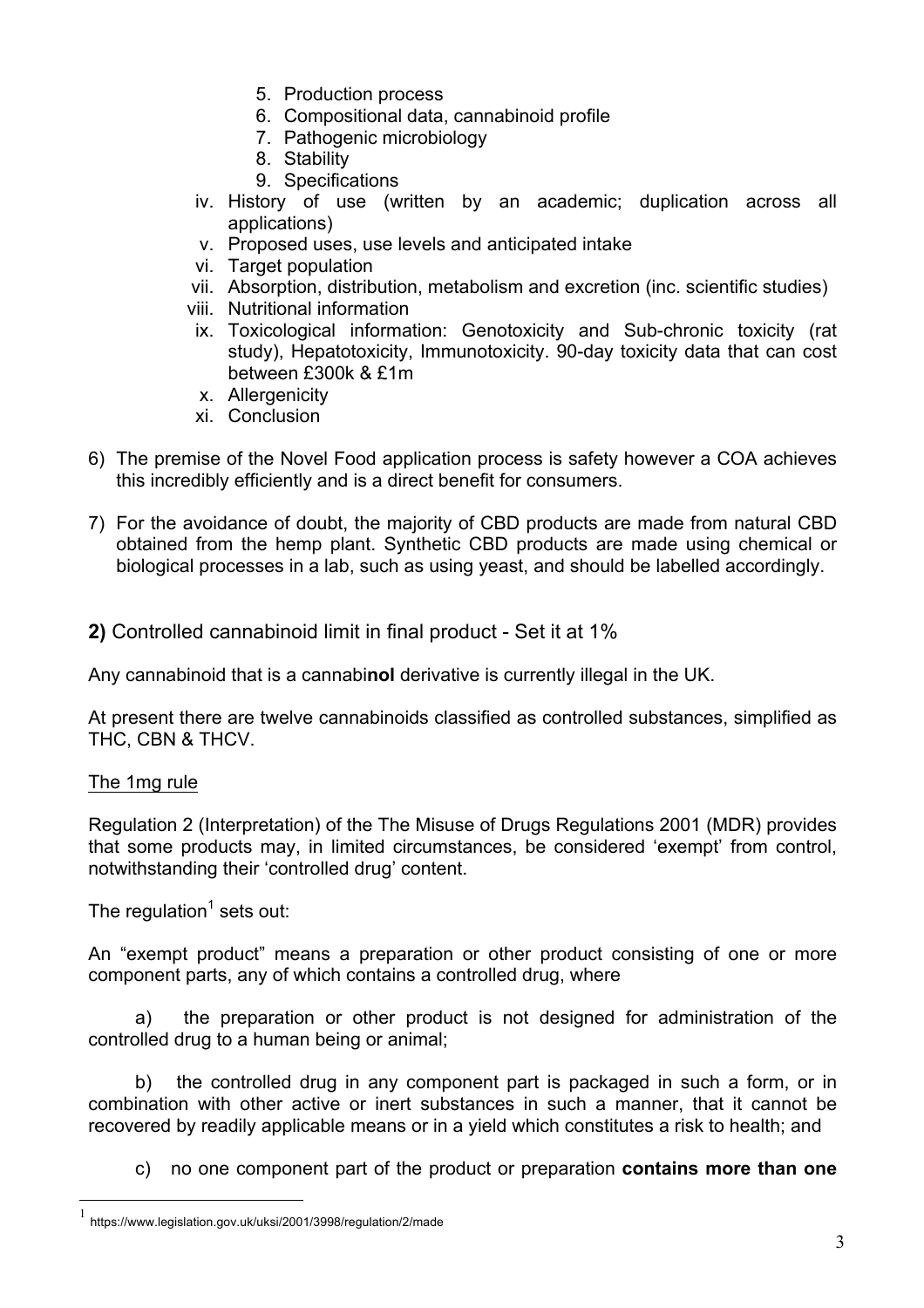5. Production process
6. Compositional data, cannabinoid profile
7. Pathogenic microbiology
8. Stability
9. Specifications

iv. History of use (written by an academic; duplication across all applications)
v. Proposed uses, use levels and anticipated intake
vi. Target population
vii. Absorption, distribution, metabolism and excretion (inc. scientific studies)
viii. Nutritional information
ix. Toxicological information: Genotoxicity and Sub-chronic toxicity (rat study), Hepatotoxicity, Immunotoxicity. 90-day toxicity data that can cost between £300k & £1m
x. Allergenicity
xi. Conclusion

6) The premise of the Novel Food application process is safety however a COA achieves this incredibly efficiently and is a direct benefit for consumers.

7) For the avoidance of doubt, the majority of CBD products are made from natural CBD obtained from the hemp plant. Synthetic CBD products are made using chemical or biological processes in a lab, such as using yeast, and should be labelled accordingly.

**2)** Controlled cannabinoid limit in final product - Set it at 1%

Any cannabinoid that is a cannabi**nol** derivative is currently illegal in the UK.

At present there are twelve cannabinoids classified as controlled substances, simplified as THC, CBN & THCV.

<u>The 1mg rule</u>

Regulation 2 (Interpretation) of the The Misuse of Drugs Regulations 2001 (MDR) provides that some products may, in limited circumstances, be considered 'exempt' from control, notwithstanding their 'controlled drug' content.

The regulation[1] sets out:

An "exempt product" means a preparation or other product consisting of one or more component parts, any of which contains a controlled drug, where

a) the preparation or other product is not designed for administration of the controlled drug to a human being or animal;

b) the controlled drug in any component part is packaged in such a form, or in combination with other active or inert substances in such a manner, that it cannot be recovered by readily applicable means or in a yield which constitutes a risk to health; and

c) no one component part of the product or preparation **contains more than one**

[1] https://www.legislation.gov.uk/uksi/2001/3998/regulation/2/made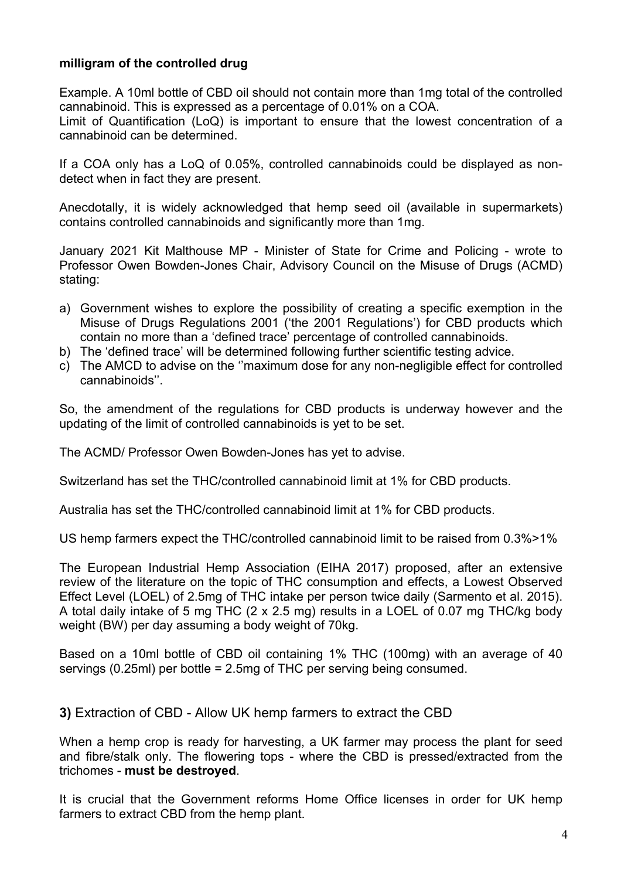**milligram of the controlled drug**

Example. A 10ml bottle of CBD oil should not contain more than 1mg total of the controlled cannabinoid. This is expressed as a percentage of 0.01% on a COA.
Limit of Quantification (LoQ) is important to ensure that the lowest concentration of a cannabinoid can be determined.

If a COA only has a LoQ of 0.05%, controlled cannabinoids could be displayed as non-detect when in fact they are present.

Anecdotally, it is widely acknowledged that hemp seed oil (available in supermarkets) contains controlled cannabinoids and significantly more than 1mg.

January 2021 Kit Malthouse MP - Minister of State for Crime and Policing - wrote to Professor Owen Bowden-Jones Chair, Advisory Council on the Misuse of Drugs (ACMD) stating:

a) Government wishes to explore the possibility of creating a specific exemption in the Misuse of Drugs Regulations 2001 ('the 2001 Regulations') for CBD products which contain no more than a 'defined trace' percentage of controlled cannabinoids.
b) The 'defined trace' will be determined following further scientific testing advice.
c) The AMCD to advise on the ''maximum dose for any non-negligible effect for controlled cannabinoids''.

So, the amendment of the regulations for CBD products is underway however and the updating of the limit of controlled cannabinoids is yet to be set.

The ACMD/ Professor Owen Bowden-Jones has yet to advise.

Switzerland has set the THC/controlled cannabinoid limit at 1% for CBD products.

Australia has set the THC/controlled cannabinoid limit at 1% for CBD products.

US hemp farmers expect the THC/controlled cannabinoid limit to be raised from 0.3%>1%

The European Industrial Hemp Association (EIHA 2017) proposed, after an extensive review of the literature on the topic of THC consumption and effects, a Lowest Observed Effect Level (LOEL) of 2.5mg of THC intake per person twice daily (Sarmento et al. 2015). A total daily intake of 5 mg THC (2 x 2.5 mg) results in a LOEL of 0.07 mg THC/kg body weight (BW) per day assuming a body weight of 70kg.

Based on a 10ml bottle of CBD oil containing 1% THC (100mg) with an average of 40 servings (0.25ml) per bottle = 2.5mg of THC per serving being consumed.

## **3)** Extraction of CBD - Allow UK hemp farmers to extract the CBD

When a hemp crop is ready for harvesting, a UK farmer may process the plant for seed and fibre/stalk only. The flowering tops - where the CBD is pressed/extracted from the trichomes - **must be destroyed**.

It is crucial that the Government reforms Home Office licenses in order for UK hemp farmers to extract CBD from the hemp plant.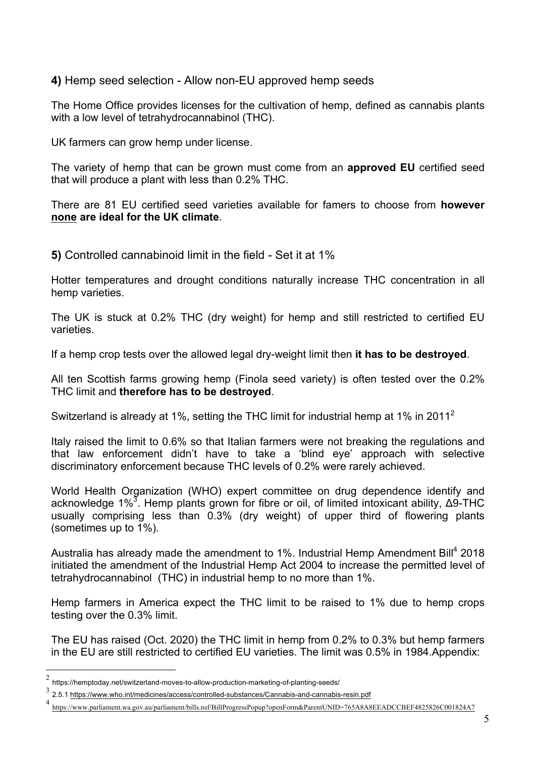**4)** Hemp seed selection - Allow non-EU approved hemp seeds

The Home Office provides licenses for the cultivation of hemp, defined as cannabis plants with a low level of tetrahydrocannabinol (THC).

UK farmers can grow hemp under license.

The variety of hemp that can be grown must come from an **approved EU** certified seed that will produce a plant with less than 0.2% THC.

There are 81 EU certified seed varieties available for famers to choose from **however <u>none</u> are ideal for the UK climate**.

**5)** Controlled cannabinoid limit in the field - Set it at 1%

Hotter temperatures and drought conditions naturally increase THC concentration in all hemp varieties.

The UK is stuck at 0.2% THC (dry weight) for hemp and still restricted to certified EU varieties.

If a hemp crop tests over the allowed legal dry-weight limit then **it has to be destroyed**.

All ten Scottish farms growing hemp (Finola seed variety) is often tested over the 0.2% THC limit and **therefore has to be destroyed**.

Switzerland is already at 1%, setting the THC limit for industrial hemp at 1% in 2011[2]

Italy raised the limit to 0.6% so that Italian farmers were not breaking the regulations and that law enforcement didn't have to take a 'blind eye' approach with selective discriminatory enforcement because THC levels of 0.2% were rarely achieved.

World Health Organization (WHO) expert committee on drug dependence identify and acknowledge 1%[3]. Hemp plants grown for fibre or oil, of limited intoxicant ability, Δ9-THC usually comprising less than 0.3% (dry weight) of upper third of flowering plants (sometimes up to 1%).

Australia has already made the amendment to 1%. Industrial Hemp Amendment Bill[4] 2018 initiated the amendment of the Industrial Hemp Act 2004 to increase the permitted level of tetrahydrocannabinol (THC) in industrial hemp to no more than 1%.

Hemp farmers in America expect the THC limit to be raised to 1% due to hemp crops testing over the 0.3% limit.

The EU has raised (Oct. 2020) the THC limit in hemp from 0.2% to 0.3% but hemp farmers in the EU are still restricted to certified EU varieties. The limit was 0.5% in 1984.Appendix:

---

[2] https://hemptoday.net/switzerland-moves-to-allow-production-marketing-of-planting-seeds/

[3] 2.5.1 https://www.who.int/medicines/access/controlled-substances/Cannabis-and-cannabis-resin.pdf

[4] https://www.parliament.wa.gov.au/parliament/bills.nsf/BillProgressPopup?openForm&ParentUNID=765A8A8EEADCCBEF4825826C001824A7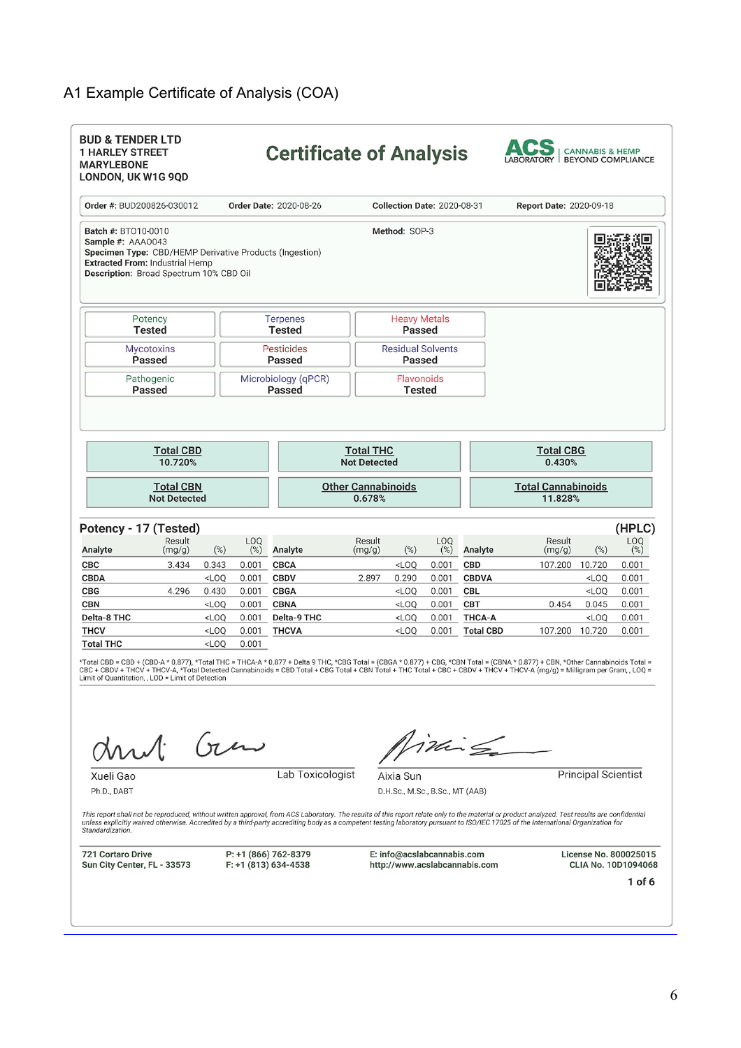A1 Example Certificate of Analysis (COA)

**BUD & TENDER LTD**
**1 HARLEY STREET**
**MARYLEBONE**
**LONDON, UK W1G 9QD**

# Certificate of Analysis

**ACS** LABORATORY | CANNABIS & HEMP BEYOND COMPLIANCE

**Order #:** BUD200826-030012 **Order Date:** 2020-08-26 **Collection Date:** 2020-08-31 **Report Date:** 2020-09-18

**Batch #:** BT010-0010
**Sample #:** AAAO043
**Specimen Type:** CBD/HEMP Derivative Products (Ingestion)
**Extracted From:** Industrial Hemp
**Description:** Broad Spectrum 10% CBD Oil

**Method:** SOP-3

| | | |
|---|---|---|
| Potency **Tested** | Terpenes **Tested** | Heavy Metals **Passed** |
| Mycotoxins **Passed** | Pesticides **Passed** | Residual Solvents **Passed** |
| Pathogenic **Passed** | Microbiology (qPCR) **Passed** | Flavonoids **Tested** |

| | | |
|---|---|---|
| **Total CBD** 10.720% | **Total THC** Not Detected | **Total CBG** 0.430% |
| **Total CBN** Not Detected | **Other Cannabinoids** 0.678% | **Total Cannabinoids** 11.828% |

## Potency - 17 (Tested) (HPLC)

| Analyte | Result (mg/g) | (%) | LOQ (%) | Analyte | Result (mg/g) | (%) | LOQ (%) | Analyte | Result (mg/g) | (%) | LOQ (%) |
|---|---|---|---|---|---|---|---|---|---|---|---|
| CBC | 3.434 | 0.343 | 0.001 | CBCA | | <LOQ | 0.001 | CBD | 107.200 | 10.720 | 0.001 |
| CBDA | | <LOQ | 0.001 | CBDV | 2.897 | 0.290 | 0.001 | CBDVA | | <LOQ | 0.001 |
| CBG | 4.296 | 0.430 | 0.001 | CBGA | | <LOQ | 0.001 | CBL | | <LOQ | 0.001 |
| CBN | | <LOQ | 0.001 | CBNA | | <LOQ | 0.001 | CBT | 0.454 | 0.045 | 0.001 |
| Delta-8 THC | | <LOQ | 0.001 | Delta-9 THC | | <LOQ | 0.001 | THCA-A | | <LOQ | 0.001 |
| THCV | | <LOQ | 0.001 | THCVA | | <LOQ | 0.001 | Total CBD | 107.200 | 10.720 | 0.001 |
| Total THC | | <LOQ | 0.001 | | | | | | | | |

*Total CBD = CBD + (CBD-A * 0.877), *Total THC = THCA-A * 0.877 + Delta 9 THC, *CBG Total = (CBGA * 0.877) + CBG, *CBN Total = (CBNA * 0.877) + CBN, *Other Cannabinoids Total = CBC + CBDV + THCV + THCV-A, *Total Detected Cannabinoids = CBD Total + CBG Total + CBN Total + THC Total + CBC + CBDV + THCV + THCV-A (mg/g) = Milligram per Gram, , LOQ = Limit of Quantitation, , LOD = Limit of Detection

Xueli Gao — Lab Toxicologist
Ph.D., DABT

Aixia Sun — Principal Scientist
D.H.Sc., M.Sc., B.Sc., MT (AAB)

*This report shall not be reproduced, without written approval, from ACS Laboratory. The results of this report relate only to the material or product analyzed. Test results are confidential unless explicitly waived otherwise. Accredited by a third-party accrediting body as a competent testing laboratory pursuant to ISO/IEC 17025 of the International Organization for Standardization.*

721 Cortaro Drive
Sun City Center, FL - 33573

P: +1 (866) 762-8379
F: +1 (813) 634-4538

E: info@acslabcannabis.com
http://www.acslabcannabis.com

License No. 800025015
CLIA No. 10D1094068

1 of 6